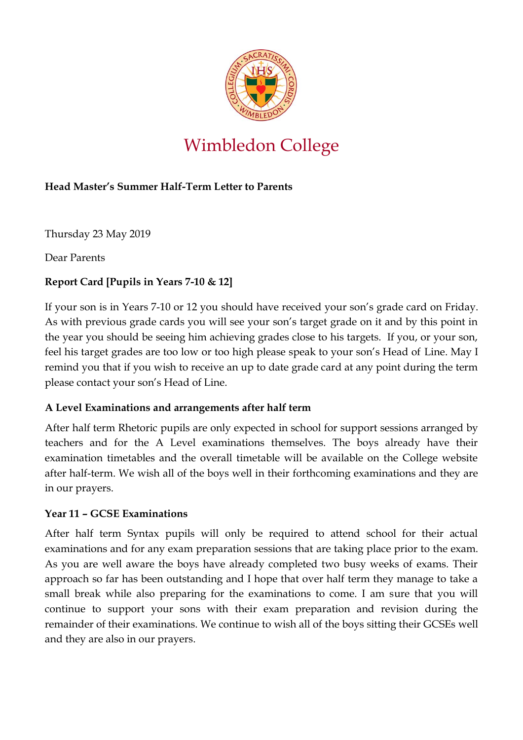# Wimbledon College

**Head Master's Summer Half-Term Letter to Parents**

Thursday 23 May 2019

Dear Parents

### Report Card [Pupils in Years 7-10 & 12]

If your son is in Years 7-10 or 12 you should have received your son's grade card on Friday. As with previous grade cards you will see your son's target grade on it and by this point in the year you should be seeing him achieving grades close to his targets. If you, or your son, feel his target grades are too low or too high please speak to your son's Head of Line. May I remind you that if you wish to receive an up to date grade card at any point during the term please contact your son's Head of Line.

### A Level Examinations and arrangements after half term

After half term Rhetoric pupils are only expected in school for support sessions arranged by teachers and for the A Level examinations themselves. The boys already have their examination timetables and the overall timetable will be available on the College website after half-term. We wish all of the boys well in their forthcoming examinations and they are in our prayers.

### Year 11 – GCSE Examinations

After half term Syntax pupils will only be required to attend school for their actual examinations and for any exam preparation sessions that are taking place prior to the exam. As you are well aware the boys have already completed two busy weeks of exams. Their approach so far has been outstanding and I hope that over half term they manage to take a small break while also preparing for the examinations to come. I am sure that you will continue to support your sons with their exam preparation and revision during the remainder of their examinations. We continue to wish all of the boys sitting their GCSEs well and they are also in our prayers.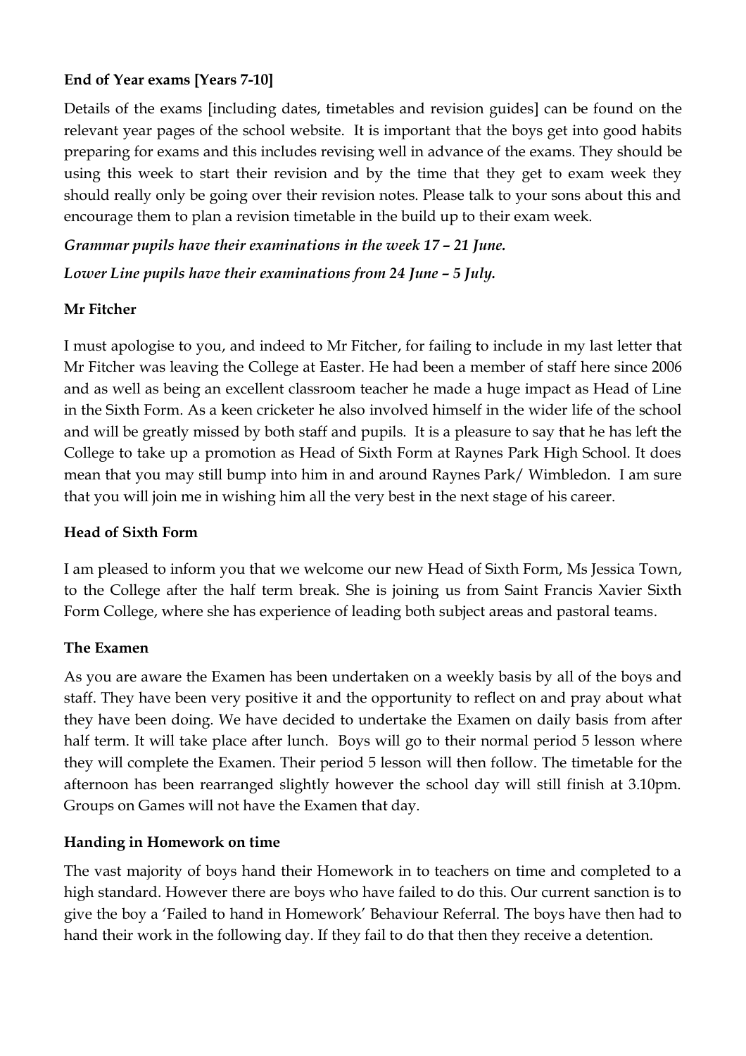**End of Year exams [Years 7-10]**

Details of the exams [including dates, timetables and revision guides] can be found on the relevant year pages of the school website. It is important that the boys get into good habits preparing for exams and this includes revising well in advance of the exams. They should be using this week to start their revision and by the time that they get to exam week they should really only be going over their revision notes. Please talk to your sons about this and encourage them to plan a revision timetable in the build up to their exam week.

***Grammar pupils have their examinations in the week 17 – 21 June.***

***Lower Line pupils have their examinations from 24 June – 5 July.***

**Mr Fitcher**

I must apologise to you, and indeed to Mr Fitcher, for failing to include in my last letter that Mr Fitcher was leaving the College at Easter. He had been a member of staff here since 2006 and as well as being an excellent classroom teacher he made a huge impact as Head of Line in the Sixth Form. As a keen cricketer he also involved himself in the wider life of the school and will be greatly missed by both staff and pupils. It is a pleasure to say that he has left the College to take up a promotion as Head of Sixth Form at Raynes Park High School. It does mean that you may still bump into him in and around Raynes Park/ Wimbledon. I am sure that you will join me in wishing him all the very best in the next stage of his career.

**Head of Sixth Form**

I am pleased to inform you that we welcome our new Head of Sixth Form, Ms Jessica Town, to the College after the half term break. She is joining us from Saint Francis Xavier Sixth Form College, where she has experience of leading both subject areas and pastoral teams.

**The Examen**

As you are aware the Examen has been undertaken on a weekly basis by all of the boys and staff. They have been very positive it and the opportunity to reflect on and pray about what they have been doing. We have decided to undertake the Examen on daily basis from after half term. It will take place after lunch. Boys will go to their normal period 5 lesson where they will complete the Examen. Their period 5 lesson will then follow. The timetable for the afternoon has been rearranged slightly however the school day will still finish at 3.10pm. Groups on Games will not have the Examen that day.

**Handing in Homework on time**

The vast majority of boys hand their Homework in to teachers on time and completed to a high standard. However there are boys who have failed to do this. Our current sanction is to give the boy a 'Failed to hand in Homework' Behaviour Referral. The boys have then had to hand their work in the following day. If they fail to do that then they receive a detention.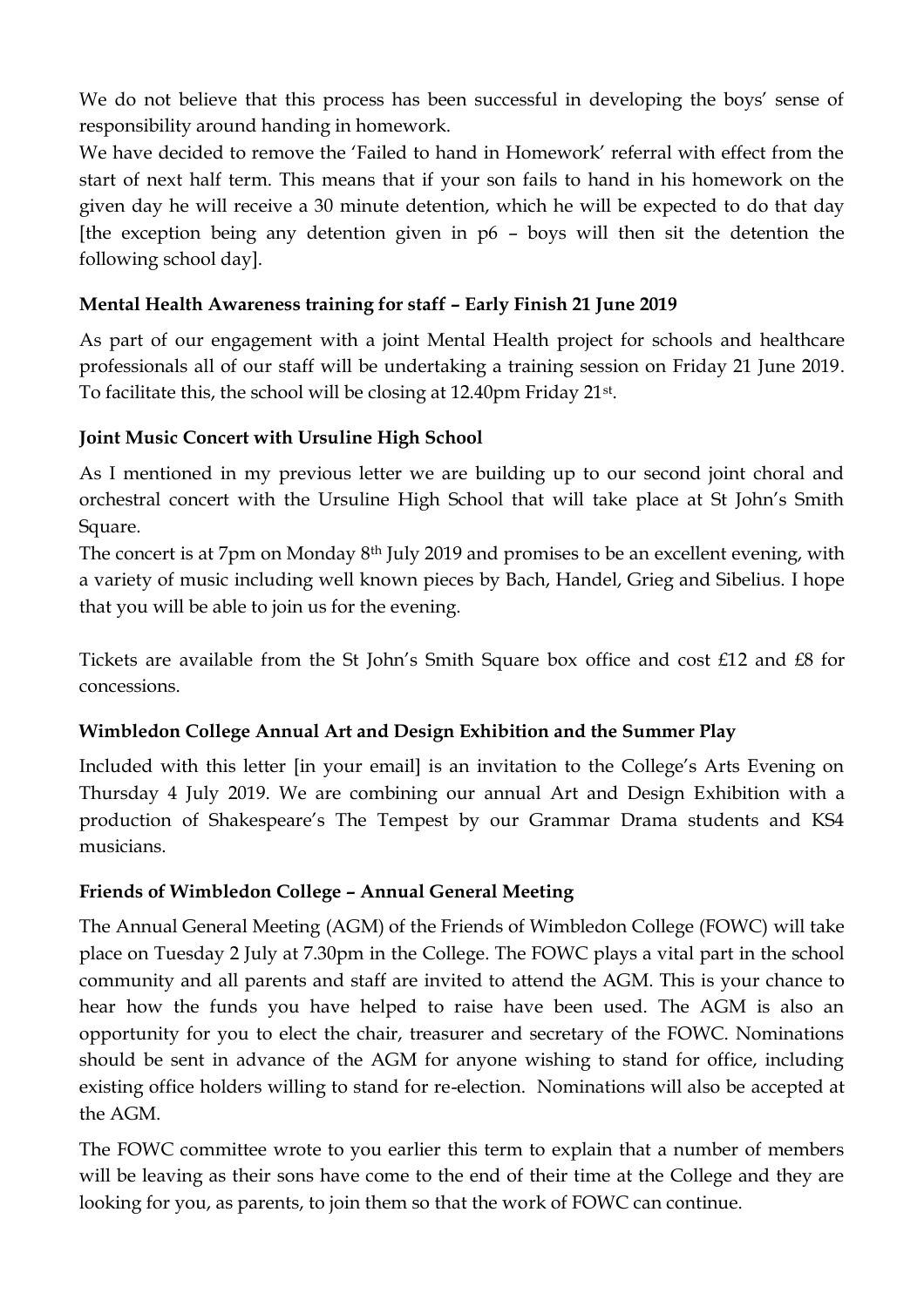We do not believe that this process has been successful in developing the boys' sense of responsibility around handing in homework.

We have decided to remove the 'Failed to hand in Homework' referral with effect from the start of next half term. This means that if your son fails to hand in his homework on the given day he will receive a 30 minute detention, which he will be expected to do that day [the exception being any detention given in p6 – boys will then sit the detention the following school day].

**Mental Health Awareness training for staff – Early Finish 21 June 2019**

As part of our engagement with a joint Mental Health project for schools and healthcare professionals all of our staff will be undertaking a training session on Friday 21 June 2019. To facilitate this, the school will be closing at 12.40pm Friday 21st.

**Joint Music Concert with Ursuline High School**

As I mentioned in my previous letter we are building up to our second joint choral and orchestral concert with the Ursuline High School that will take place at St John's Smith Square.

The concert is at 7pm on Monday 8th July 2019 and promises to be an excellent evening, with a variety of music including well known pieces by Bach, Handel, Grieg and Sibelius. I hope that you will be able to join us for the evening.

Tickets are available from the St John's Smith Square box office and cost £12 and £8 for concessions.

**Wimbledon College Annual Art and Design Exhibition and the Summer Play**

Included with this letter [in your email] is an invitation to the College's Arts Evening on Thursday 4 July 2019. We are combining our annual Art and Design Exhibition with a production of Shakespeare's The Tempest by our Grammar Drama students and KS4 musicians.

**Friends of Wimbledon College – Annual General Meeting**

The Annual General Meeting (AGM) of the Friends of Wimbledon College (FOWC) will take place on Tuesday 2 July at 7.30pm in the College. The FOWC plays a vital part in the school community and all parents and staff are invited to attend the AGM. This is your chance to hear how the funds you have helped to raise have been used. The AGM is also an opportunity for you to elect the chair, treasurer and secretary of the FOWC. Nominations should be sent in advance of the AGM for anyone wishing to stand for office, including existing office holders willing to stand for re-election. Nominations will also be accepted at the AGM.

The FOWC committee wrote to you earlier this term to explain that a number of members will be leaving as their sons have come to the end of their time at the College and they are looking for you, as parents, to join them so that the work of FOWC can continue.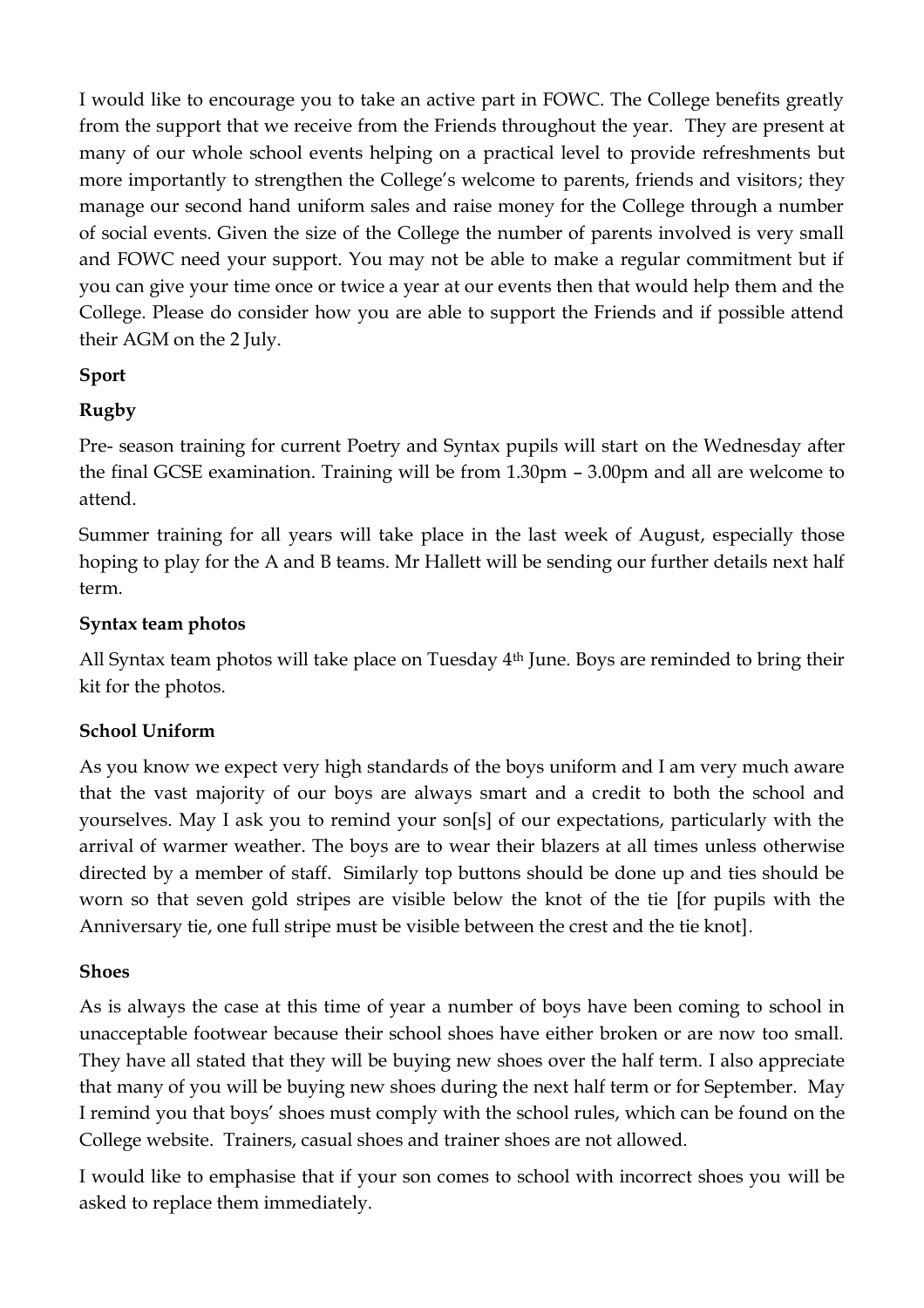I would like to encourage you to take an active part in FOWC. The College benefits greatly from the support that we receive from the Friends throughout the year. They are present at many of our whole school events helping on a practical level to provide refreshments but more importantly to strengthen the College's welcome to parents, friends and visitors; they manage our second hand uniform sales and raise money for the College through a number of social events. Given the size of the College the number of parents involved is very small and FOWC need your support. You may not be able to make a regular commitment but if you can give your time once or twice a year at our events then that would help them and the College. Please do consider how you are able to support the Friends and if possible attend their AGM on the 2 July.

**Sport**

**Rugby**

Pre- season training for current Poetry and Syntax pupils will start on the Wednesday after the final GCSE examination. Training will be from 1.30pm – 3.00pm and all are welcome to attend.

Summer training for all years will take place in the last week of August, especially those hoping to play for the A and B teams. Mr Hallett will be sending our further details next half term.

**Syntax team photos**

All Syntax team photos will take place on Tuesday 4th June. Boys are reminded to bring their kit for the photos.

**School Uniform**

As you know we expect very high standards of the boys uniform and I am very much aware that the vast majority of our boys are always smart and a credit to both the school and yourselves. May I ask you to remind your son[s] of our expectations, particularly with the arrival of warmer weather. The boys are to wear their blazers at all times unless otherwise directed by a member of staff. Similarly top buttons should be done up and ties should be worn so that seven gold stripes are visible below the knot of the tie [for pupils with the Anniversary tie, one full stripe must be visible between the crest and the tie knot].

**Shoes**

As is always the case at this time of year a number of boys have been coming to school in unacceptable footwear because their school shoes have either broken or are now too small. They have all stated that they will be buying new shoes over the half term. I also appreciate that many of you will be buying new shoes during the next half term or for September. May I remind you that boys' shoes must comply with the school rules, which can be found on the College website. Trainers, casual shoes and trainer shoes are not allowed.

I would like to emphasise that if your son comes to school with incorrect shoes you will be asked to replace them immediately.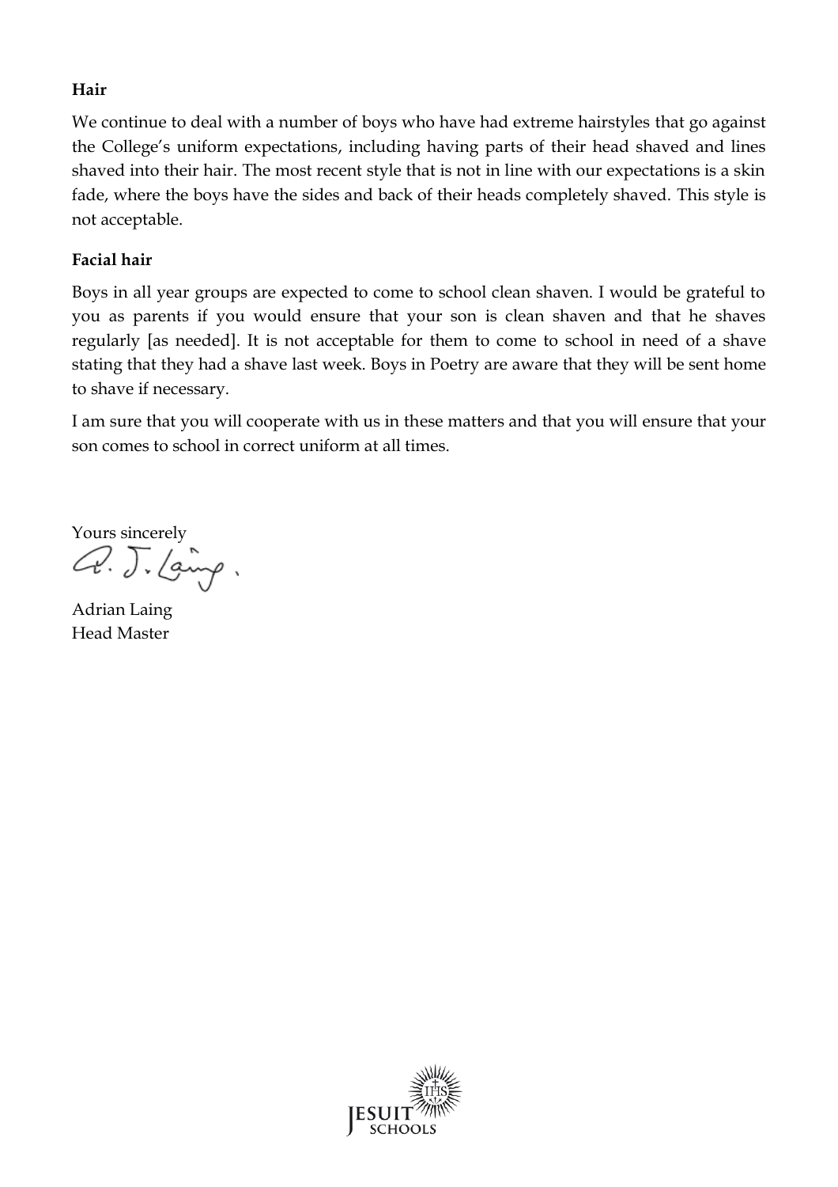**Hair**

We continue to deal with a number of boys who have had extreme hairstyles that go against the College's uniform expectations, including having parts of their head shaved and lines shaved into their hair. The most recent style that is not in line with our expectations is a skin fade, where the boys have the sides and back of their heads completely shaved. This style is not acceptable.

**Facial hair**

Boys in all year groups are expected to come to school clean shaven. I would be grateful to you as parents if you would ensure that your son is clean shaven and that he shaves regularly [as needed]. It is not acceptable for them to come to school in need of a shave stating that they had a shave last week. Boys in Poetry are aware that they will be sent home to shave if necessary.

I am sure that you will cooperate with us in these matters and that you will ensure that your son comes to school in correct uniform at all times.

Yours sincerely

A. J. Laing.

Adrian Laing
Head Master

JESUIT SCHOOLS